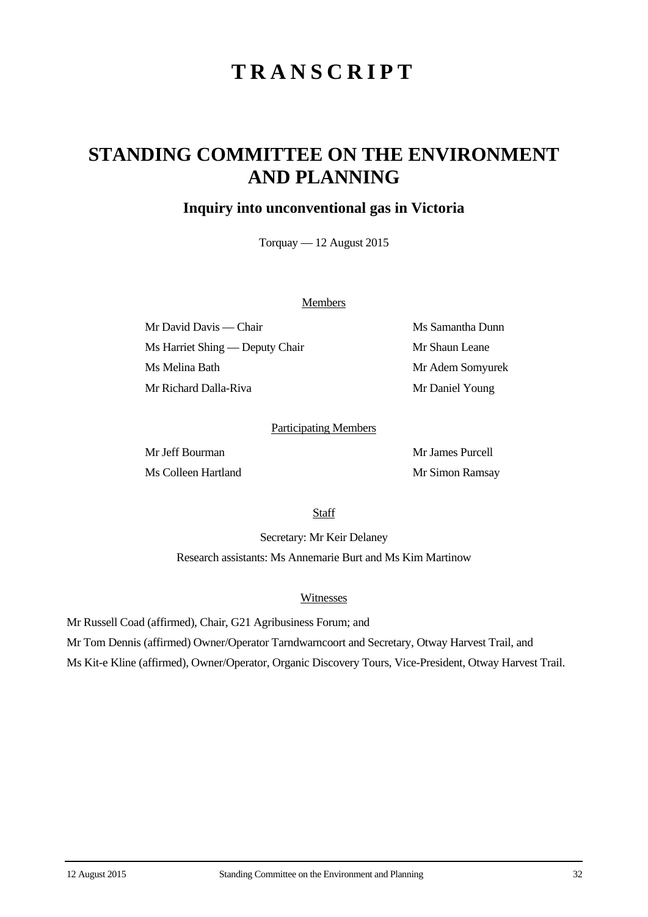# TRANSCRIPT

## STANDING COMMITTEE ON THE ENVIRONMENT AND PLANNING

### Inquiry into unconventional gas in Victoria

Torquay — 12 August 2015

Members

Mr David Davis — Chair

Ms Harriet Shing — Deputy Chair

Ms Melina Bath

Mr Richard Dalla-Riva

Ms Samantha Dunn

Mr Shaun Leane

Mr Adem Somyurek

Mr Daniel Young

Participating Members

Mr Jeff Bourman

Ms Colleen Hartland

Mr James Purcell

Mr Simon Ramsay

Staff

Secretary: Mr Keir Delaney

Research assistants: Ms Annemarie Burt and Ms Kim Martinow

Witnesses

Mr Russell Coad (affirmed), Chair, G21 Agribusiness Forum; and

Mr Tom Dennis (affirmed) Owner/Operator Tarndwarncoort and Secretary, Otway Harvest Trail, and

Ms Kit-e Kline (affirmed), Owner/Operator, Organic Discovery Tours, Vice-President, Otway Harvest Trail.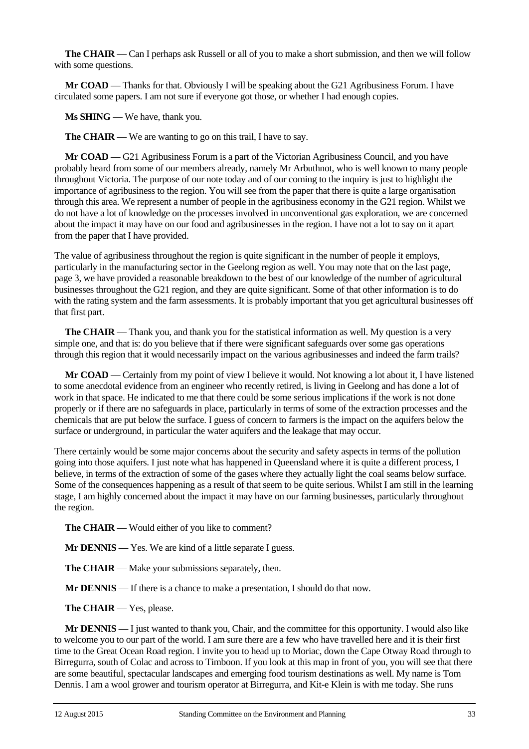**The CHAIR** — Can I perhaps ask Russell or all of you to make a short submission, and then we will follow with some questions.

**Mr COAD** — Thanks for that. Obviously I will be speaking about the G21 Agribusiness Forum. I have circulated some papers. I am not sure if everyone got those, or whether I had enough copies.

**Ms SHING** — We have, thank you.

**The CHAIR** — We are wanting to go on this trail, I have to say.

**Mr COAD** — G21 Agribusiness Forum is a part of the Victorian Agribusiness Council, and you have probably heard from some of our members already, namely Mr Arbuthnot, who is well known to many people throughout Victoria. The purpose of our note today and of our coming to the inquiry is just to highlight the importance of agribusiness to the region. You will see from the paper that there is quite a large organisation through this area. We represent a number of people in the agribusiness economy in the G21 region. Whilst we do not have a lot of knowledge on the processes involved in unconventional gas exploration, we are concerned about the impact it may have on our food and agribusinesses in the region. I have not a lot to say on it apart from the paper that I have provided.

The value of agribusiness throughout the region is quite significant in the number of people it employs, particularly in the manufacturing sector in the Geelong region as well. You may note that on the last page, page 3, we have provided a reasonable breakdown to the best of our knowledge of the number of agricultural businesses throughout the G21 region, and they are quite significant. Some of that other information is to do with the rating system and the farm assessments. It is probably important that you get agricultural businesses off that first part.

**The CHAIR** — Thank you, and thank you for the statistical information as well. My question is a very simple one, and that is: do you believe that if there were significant safeguards over some gas operations through this region that it would necessarily impact on the various agribusinesses and indeed the farm trails?

**Mr COAD** — Certainly from my point of view I believe it would. Not knowing a lot about it, I have listened to some anecdotal evidence from an engineer who recently retired, is living in Geelong and has done a lot of work in that space. He indicated to me that there could be some serious implications if the work is not done properly or if there are no safeguards in place, particularly in terms of some of the extraction processes and the chemicals that are put below the surface. I guess of concern to farmers is the impact on the aquifers below the surface or underground, in particular the water aquifers and the leakage that may occur.

There certainly would be some major concerns about the security and safety aspects in terms of the pollution going into those aquifers. I just note what has happened in Queensland where it is quite a different process, I believe, in terms of the extraction of some of the gases where they actually light the coal seams below surface. Some of the consequences happening as a result of that seem to be quite serious. Whilst I am still in the learning stage, I am highly concerned about the impact it may have on our farming businesses, particularly throughout the region.

**The CHAIR** — Would either of you like to comment?

**Mr DENNIS** — Yes. We are kind of a little separate I guess.

**The CHAIR** — Make your submissions separately, then.

**Mr DENNIS** — If there is a chance to make a presentation, I should do that now.

**The CHAIR** — Yes, please.

**Mr DENNIS** — I just wanted to thank you, Chair, and the committee for this opportunity. I would also like to welcome you to our part of the world. I am sure there are a few who have travelled here and it is their first time to the Great Ocean Road region. I invite you to head up to Moriac, down the Cape Otway Road through to Birregurra, south of Colac and across to Timboon. If you look at this map in front of you, you will see that there are some beautiful, spectacular landscapes and emerging food tourism destinations as well. My name is Tom Dennis. I am a wool grower and tourism operator at Birregurra, and Kit-e Klein is with me today. She runs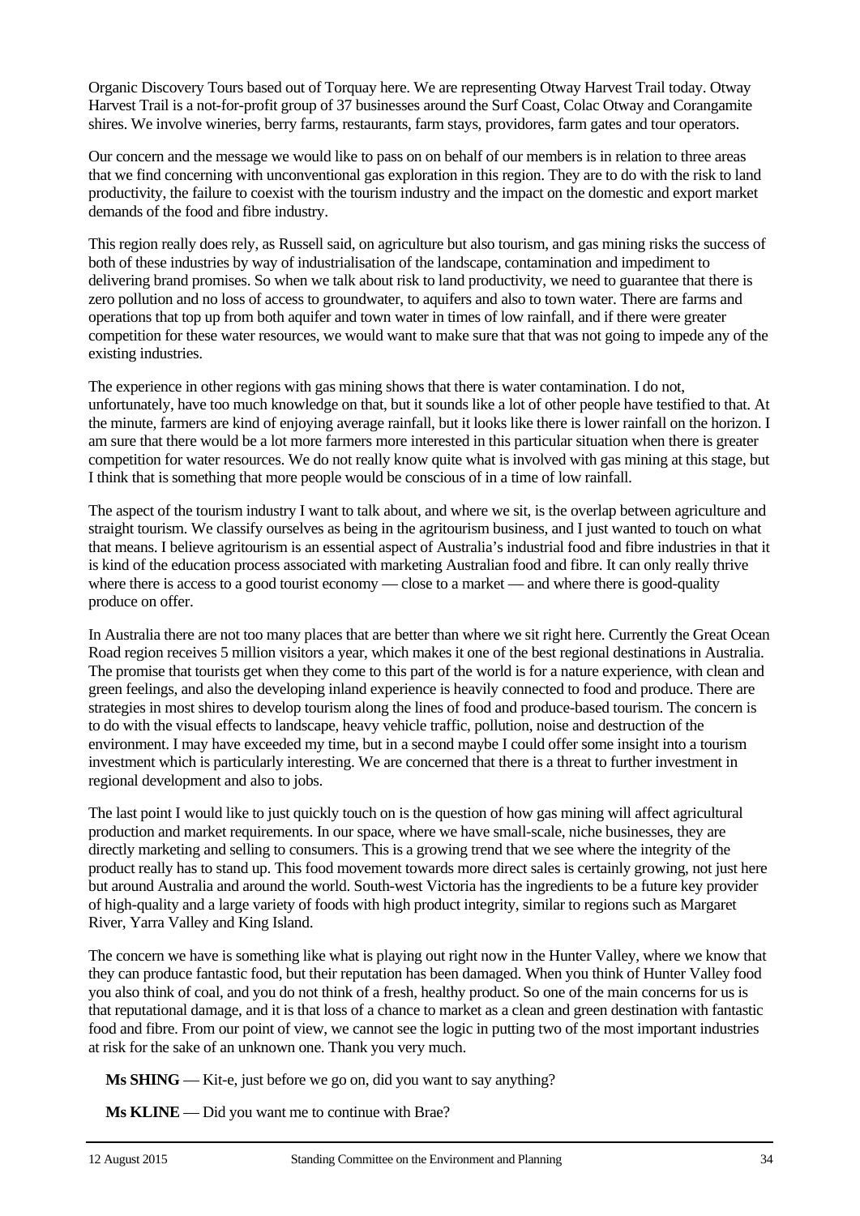Organic Discovery Tours based out of Torquay here. We are representing Otway Harvest Trail today. Otway Harvest Trail is a not-for-profit group of 37 businesses around the Surf Coast, Colac Otway and Corangamite shires. We involve wineries, berry farms, restaurants, farm stays, providores, farm gates and tour operators.

Our concern and the message we would like to pass on on behalf of our members is in relation to three areas that we find concerning with unconventional gas exploration in this region. They are to do with the risk to land productivity, the failure to coexist with the tourism industry and the impact on the domestic and export market demands of the food and fibre industry.

This region really does rely, as Russell said, on agriculture but also tourism, and gas mining risks the success of both of these industries by way of industrialisation of the landscape, contamination and impediment to delivering brand promises. So when we talk about risk to land productivity, we need to guarantee that there is zero pollution and no loss of access to groundwater, to aquifers and also to town water. There are farms and operations that top up from both aquifer and town water in times of low rainfall, and if there were greater competition for these water resources, we would want to make sure that that was not going to impede any of the existing industries.

The experience in other regions with gas mining shows that there is water contamination. I do not, unfortunately, have too much knowledge on that, but it sounds like a lot of other people have testified to that. At the minute, farmers are kind of enjoying average rainfall, but it looks like there is lower rainfall on the horizon. I am sure that there would be a lot more farmers more interested in this particular situation when there is greater competition for water resources. We do not really know quite what is involved with gas mining at this stage, but I think that is something that more people would be conscious of in a time of low rainfall.

The aspect of the tourism industry I want to talk about, and where we sit, is the overlap between agriculture and straight tourism. We classify ourselves as being in the agritourism business, and I just wanted to touch on what that means. I believe agritourism is an essential aspect of Australia's industrial food and fibre industries in that it is kind of the education process associated with marketing Australian food and fibre. It can only really thrive where there is access to a good tourist economy — close to a market — and where there is good-quality produce on offer.

In Australia there are not too many places that are better than where we sit right here. Currently the Great Ocean Road region receives 5 million visitors a year, which makes it one of the best regional destinations in Australia. The promise that tourists get when they come to this part of the world is for a nature experience, with clean and green feelings, and also the developing inland experience is heavily connected to food and produce. There are strategies in most shires to develop tourism along the lines of food and produce-based tourism. The concern is to do with the visual effects to landscape, heavy vehicle traffic, pollution, noise and destruction of the environment. I may have exceeded my time, but in a second maybe I could offer some insight into a tourism investment which is particularly interesting. We are concerned that there is a threat to further investment in regional development and also to jobs.

The last point I would like to just quickly touch on is the question of how gas mining will affect agricultural production and market requirements. In our space, where we have small-scale, niche businesses, they are directly marketing and selling to consumers. This is a growing trend that we see where the integrity of the product really has to stand up. This food movement towards more direct sales is certainly growing, not just here but around Australia and around the world. South-west Victoria has the ingredients to be a future key provider of high-quality and a large variety of foods with high product integrity, similar to regions such as Margaret River, Yarra Valley and King Island.

The concern we have is something like what is playing out right now in the Hunter Valley, where we know that they can produce fantastic food, but their reputation has been damaged. When you think of Hunter Valley food you also think of coal, and you do not think of a fresh, healthy product. So one of the main concerns for us is that reputational damage, and it is that loss of a chance to market as a clean and green destination with fantastic food and fibre. From our point of view, we cannot see the logic in putting two of the most important industries at risk for the sake of an unknown one. Thank you very much.

**Ms SHING** — Kit-e, just before we go on, did you want to say anything?

**Ms KLINE** — Did you want me to continue with Brae?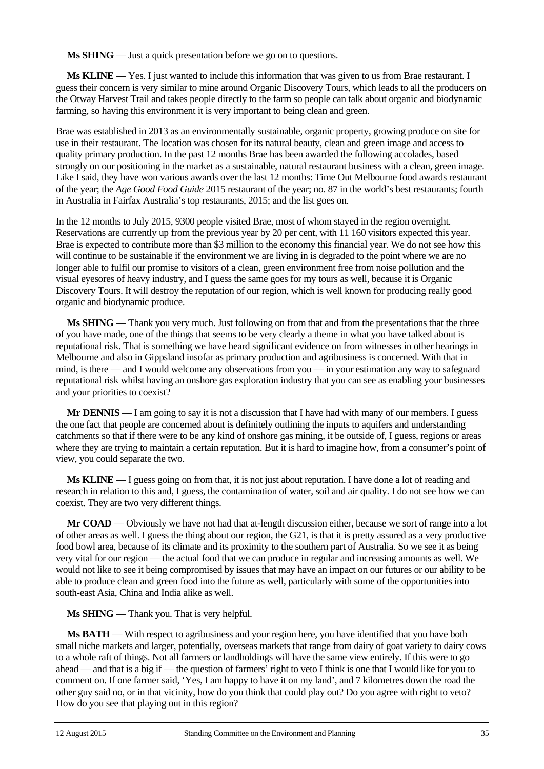**Ms SHING** — Just a quick presentation before we go on to questions.

**Ms KLINE** — Yes. I just wanted to include this information that was given to us from Brae restaurant. I guess their concern is very similar to mine around Organic Discovery Tours, which leads to all the producers on the Otway Harvest Trail and takes people directly to the farm so people can talk about organic and biodynamic farming, so having this environment it is very important to being clean and green.

Brae was established in 2013 as an environmentally sustainable, organic property, growing produce on site for use in their restaurant. The location was chosen for its natural beauty, clean and green image and access to quality primary production. In the past 12 months Brae has been awarded the following accolades, based strongly on our positioning in the market as a sustainable, natural restaurant business with a clean, green image. Like I said, they have won various awards over the last 12 months: Time Out Melbourne food awards restaurant of the year; the *Age Good Food Guide* 2015 restaurant of the year; no. 87 in the world's best restaurants; fourth in Australia in Fairfax Australia's top restaurants, 2015; and the list goes on.

In the 12 months to July 2015, 9300 people visited Brae, most of whom stayed in the region overnight. Reservations are currently up from the previous year by 20 per cent, with 11 160 visitors expected this year. Brae is expected to contribute more than $3 million to the economy this financial year. We do not see how this will continue to be sustainable if the environment we are living in is degraded to the point where we are no longer able to fulfil our promise to visitors of a clean, green environment free from noise pollution and the visual eyesores of heavy industry, and I guess the same goes for my tours as well, because it is Organic Discovery Tours. It will destroy the reputation of our region, which is well known for producing really good organic and biodynamic produce.

**Ms SHING** — Thank you very much. Just following on from that and from the presentations that the three of you have made, one of the things that seems to be very clearly a theme in what you have talked about is reputational risk. That is something we have heard significant evidence on from witnesses in other hearings in Melbourne and also in Gippsland insofar as primary production and agribusiness is concerned. With that in mind, is there — and I would welcome any observations from you — in your estimation any way to safeguard reputational risk whilst having an onshore gas exploration industry that you can see as enabling your businesses and your priorities to coexist?

**Mr DENNIS** — I am going to say it is not a discussion that I have had with many of our members. I guess the one fact that people are concerned about is definitely outlining the inputs to aquifers and understanding catchments so that if there were to be any kind of onshore gas mining, it be outside of, I guess, regions or areas where they are trying to maintain a certain reputation. But it is hard to imagine how, from a consumer's point of view, you could separate the two.

**Ms KLINE** — I guess going on from that, it is not just about reputation. I have done a lot of reading and research in relation to this and, I guess, the contamination of water, soil and air quality. I do not see how we can coexist. They are two very different things.

**Mr COAD** — Obviously we have not had that at-length discussion either, because we sort of range into a lot of other areas as well. I guess the thing about our region, the G21, is that it is pretty assured as a very productive food bowl area, because of its climate and its proximity to the southern part of Australia. So we see it as being very vital for our region — the actual food that we can produce in regular and increasing amounts as well. We would not like to see it being compromised by issues that may have an impact on our futures or our ability to be able to produce clean and green food into the future as well, particularly with some of the opportunities into south-east Asia, China and India alike as well.

**Ms SHING** — Thank you. That is very helpful.

**Ms BATH** — With respect to agribusiness and your region here, you have identified that you have both small niche markets and larger, potentially, overseas markets that range from dairy of goat variety to dairy cows to a whole raft of things. Not all farmers or landholdings will have the same view entirely. If this were to go ahead — and that is a big if — the question of farmers' right to veto I think is one that I would like for you to comment on. If one farmer said, 'Yes, I am happy to have it on my land', and 7 kilometres down the road the other guy said no, or in that vicinity, how do you think that could play out? Do you agree with right to veto? How do you see that playing out in this region?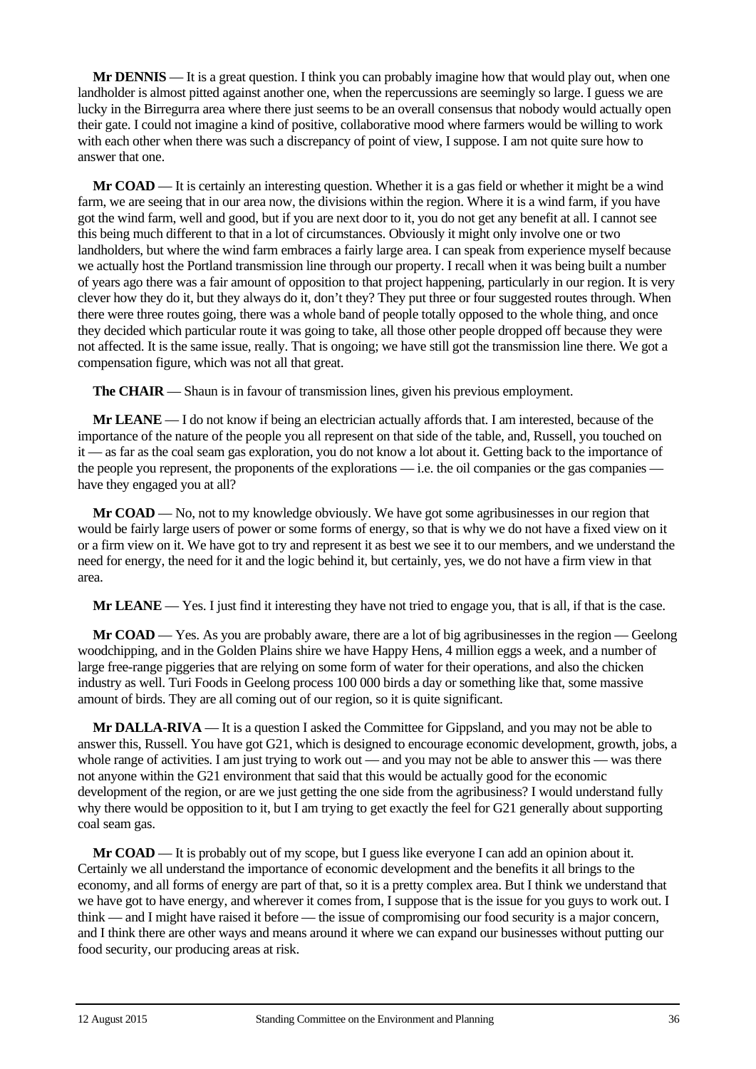**Mr DENNIS** — It is a great question. I think you can probably imagine how that would play out, when one landholder is almost pitted against another one, when the repercussions are seemingly so large. I guess we are lucky in the Birregurra area where there just seems to be an overall consensus that nobody would actually open their gate. I could not imagine a kind of positive, collaborative mood where farmers would be willing to work with each other when there was such a discrepancy of point of view, I suppose. I am not quite sure how to answer that one.

**Mr COAD** — It is certainly an interesting question. Whether it is a gas field or whether it might be a wind farm, we are seeing that in our area now, the divisions within the region. Where it is a wind farm, if you have got the wind farm, well and good, but if you are next door to it, you do not get any benefit at all. I cannot see this being much different to that in a lot of circumstances. Obviously it might only involve one or two landholders, but where the wind farm embraces a fairly large area. I can speak from experience myself because we actually host the Portland transmission line through our property. I recall when it was being built a number of years ago there was a fair amount of opposition to that project happening, particularly in our region. It is very clever how they do it, but they always do it, don't they? They put three or four suggested routes through. When there were three routes going, there was a whole band of people totally opposed to the whole thing, and once they decided which particular route it was going to take, all those other people dropped off because they were not affected. It is the same issue, really. That is ongoing; we have still got the transmission line there. We got a compensation figure, which was not all that great.

**The CHAIR** — Shaun is in favour of transmission lines, given his previous employment.

**Mr LEANE** — I do not know if being an electrician actually affords that. I am interested, because of the importance of the nature of the people you all represent on that side of the table, and, Russell, you touched on it — as far as the coal seam gas exploration, you do not know a lot about it. Getting back to the importance of the people you represent, the proponents of the explorations — i.e. the oil companies or the gas companies — have they engaged you at all?

**Mr COAD** — No, not to my knowledge obviously. We have got some agribusinesses in our region that would be fairly large users of power or some forms of energy, so that is why we do not have a fixed view on it or a firm view on it. We have got to try and represent it as best we see it to our members, and we understand the need for energy, the need for it and the logic behind it, but certainly, yes, we do not have a firm view in that area.

**Mr LEANE** — Yes. I just find it interesting they have not tried to engage you, that is all, if that is the case.

**Mr COAD** — Yes. As you are probably aware, there are a lot of big agribusinesses in the region — Geelong woodchipping, and in the Golden Plains shire we have Happy Hens, 4 million eggs a week, and a number of large free-range piggeries that are relying on some form of water for their operations, and also the chicken industry as well. Turi Foods in Geelong process 100 000 birds a day or something like that, some massive amount of birds. They are all coming out of our region, so it is quite significant.

**Mr DALLA-RIVA** — It is a question I asked the Committee for Gippsland, and you may not be able to answer this, Russell. You have got G21, which is designed to encourage economic development, growth, jobs, a whole range of activities. I am just trying to work out — and you may not be able to answer this — was there not anyone within the G21 environment that said that this would be actually good for the economic development of the region, or are we just getting the one side from the agribusiness? I would understand fully why there would be opposition to it, but I am trying to get exactly the feel for G21 generally about supporting coal seam gas.

**Mr COAD** — It is probably out of my scope, but I guess like everyone I can add an opinion about it. Certainly we all understand the importance of economic development and the benefits it all brings to the economy, and all forms of energy are part of that, so it is a pretty complex area. But I think we understand that we have got to have energy, and wherever it comes from, I suppose that is the issue for you guys to work out. I think — and I might have raised it before — the issue of compromising our food security is a major concern, and I think there are other ways and means around it where we can expand our businesses without putting our food security, our producing areas at risk.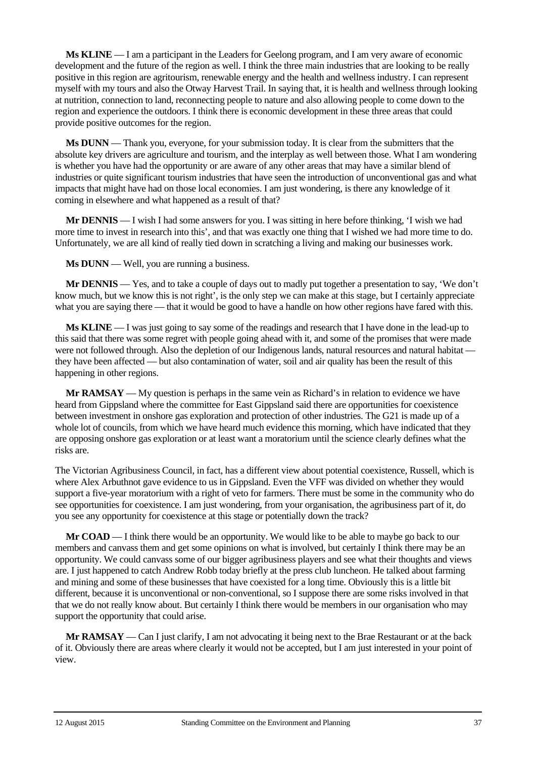**Ms KLINE** — I am a participant in the Leaders for Geelong program, and I am very aware of economic development and the future of the region as well. I think the three main industries that are looking to be really positive in this region are agritourism, renewable energy and the health and wellness industry. I can represent myself with my tours and also the Otway Harvest Trail. In saying that, it is health and wellness through looking at nutrition, connection to land, reconnecting people to nature and also allowing people to come down to the region and experience the outdoors. I think there is economic development in these three areas that could provide positive outcomes for the region.

**Ms DUNN** — Thank you, everyone, for your submission today. It is clear from the submitters that the absolute key drivers are agriculture and tourism, and the interplay as well between those. What I am wondering is whether you have had the opportunity or are aware of any other areas that may have a similar blend of industries or quite significant tourism industries that have seen the introduction of unconventional gas and what impacts that might have had on those local economies. I am just wondering, is there any knowledge of it coming in elsewhere and what happened as a result of that?

**Mr DENNIS** — I wish I had some answers for you. I was sitting in here before thinking, 'I wish we had more time to invest in research into this', and that was exactly one thing that I wished we had more time to do. Unfortunately, we are all kind of really tied down in scratching a living and making our businesses work.

**Ms DUNN** — Well, you are running a business.

**Mr DENNIS** — Yes, and to take a couple of days out to madly put together a presentation to say, 'We don't know much, but we know this is not right', is the only step we can make at this stage, but I certainly appreciate what you are saying there — that it would be good to have a handle on how other regions have fared with this.

**Ms KLINE** — I was just going to say some of the readings and research that I have done in the lead-up to this said that there was some regret with people going ahead with it, and some of the promises that were made were not followed through. Also the depletion of our Indigenous lands, natural resources and natural habitat — they have been affected — but also contamination of water, soil and air quality has been the result of this happening in other regions.

**Mr RAMSAY** — My question is perhaps in the same vein as Richard's in relation to evidence we have heard from Gippsland where the committee for East Gippsland said there are opportunities for coexistence between investment in onshore gas exploration and protection of other industries. The G21 is made up of a whole lot of councils, from which we have heard much evidence this morning, which have indicated that they are opposing onshore gas exploration or at least want a moratorium until the science clearly defines what the risks are.

The Victorian Agribusiness Council, in fact, has a different view about potential coexistence, Russell, which is where Alex Arbuthnot gave evidence to us in Gippsland. Even the VFF was divided on whether they would support a five-year moratorium with a right of veto for farmers. There must be some in the community who do see opportunities for coexistence. I am just wondering, from your organisation, the agribusiness part of it, do you see any opportunity for coexistence at this stage or potentially down the track?

**Mr COAD** — I think there would be an opportunity. We would like to be able to maybe go back to our members and canvass them and get some opinions on what is involved, but certainly I think there may be an opportunity. We could canvass some of our bigger agribusiness players and see what their thoughts and views are. I just happened to catch Andrew Robb today briefly at the press club luncheon. He talked about farming and mining and some of these businesses that have coexisted for a long time. Obviously this is a little bit different, because it is unconventional or non-conventional, so I suppose there are some risks involved in that that we do not really know about. But certainly I think there would be members in our organisation who may support the opportunity that could arise.

**Mr RAMSAY** — Can I just clarify, I am not advocating it being next to the Brae Restaurant or at the back of it. Obviously there are areas where clearly it would not be accepted, but I am just interested in your point of view.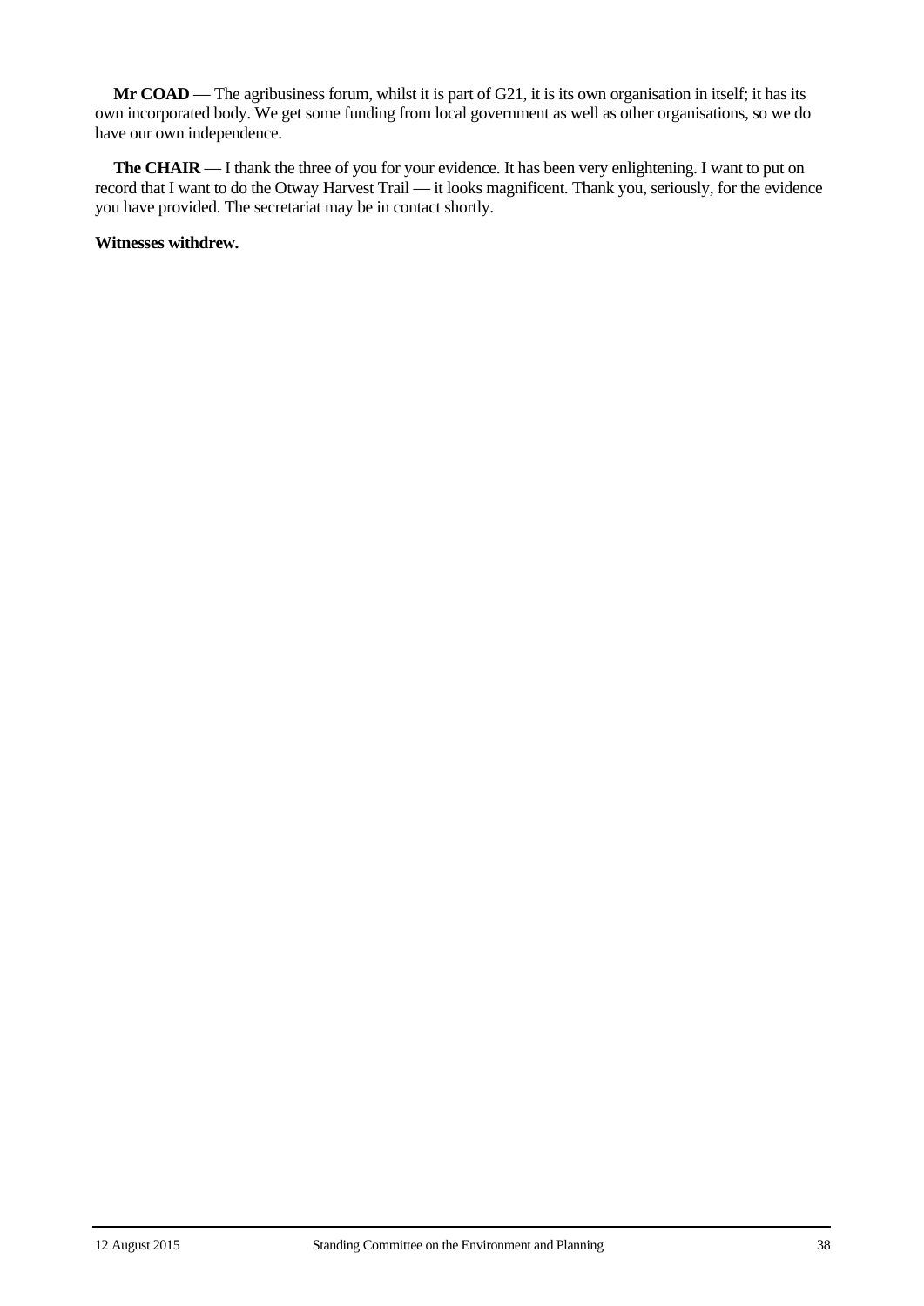**Mr COAD** — The agribusiness forum, whilst it is part of G21, it is its own organisation in itself; it has its own incorporated body. We get some funding from local government as well as other organisations, so we do have our own independence.

**The CHAIR** — I thank the three of you for your evidence. It has been very enlightening. I want to put on record that I want to do the Otway Harvest Trail — it looks magnificent. Thank you, seriously, for the evidence you have provided. The secretariat may be in contact shortly.

**Witnesses withdrew.**